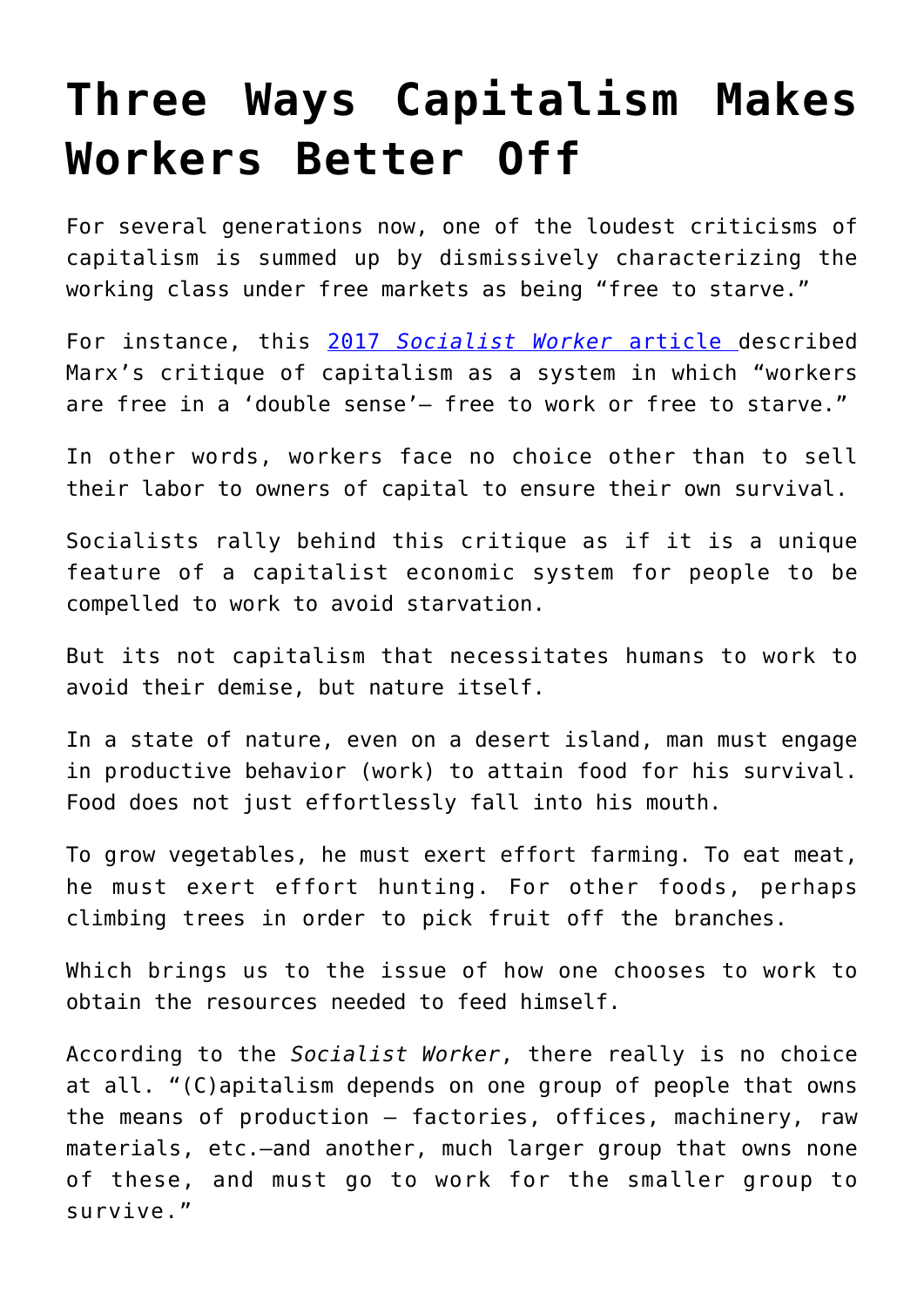# Three Ways Capitalism Makes Workers Better Off

For several generations now, one of the loudest criticisms of capitalism is summed up by dismissively characterizing the working class under free markets as being "free to starve."

For instance, this [2017 *Socialist Worker* article](#) described Marx's critique of capitalism as a system in which "workers are free in a 'double sense'— free to work or free to starve."

In other words, workers face no choice other than to sell their labor to owners of capital to ensure their own survival.

Socialists rally behind this critique as if it is a unique feature of a capitalist economic system for people to be compelled to work to avoid starvation.

But its not capitalism that necessitates humans to work to avoid their demise, but nature itself.

In a state of nature, even on a desert island, man must engage in productive behavior (work) to attain food for his survival. Food does not just effortlessly fall into his mouth.

To grow vegetables, he must exert effort farming. To eat meat, he must exert effort hunting. For other foods, perhaps climbing trees in order to pick fruit off the branches.

Which brings us to the issue of how one chooses to work to obtain the resources needed to feed himself.

According to the *Socialist Worker*, there really is no choice at all. "(C)apitalism depends on one group of people that owns the means of production — factories, offices, machinery, raw materials, etc.—and another, much larger group that owns none of these, and must go to work for the smaller group to survive."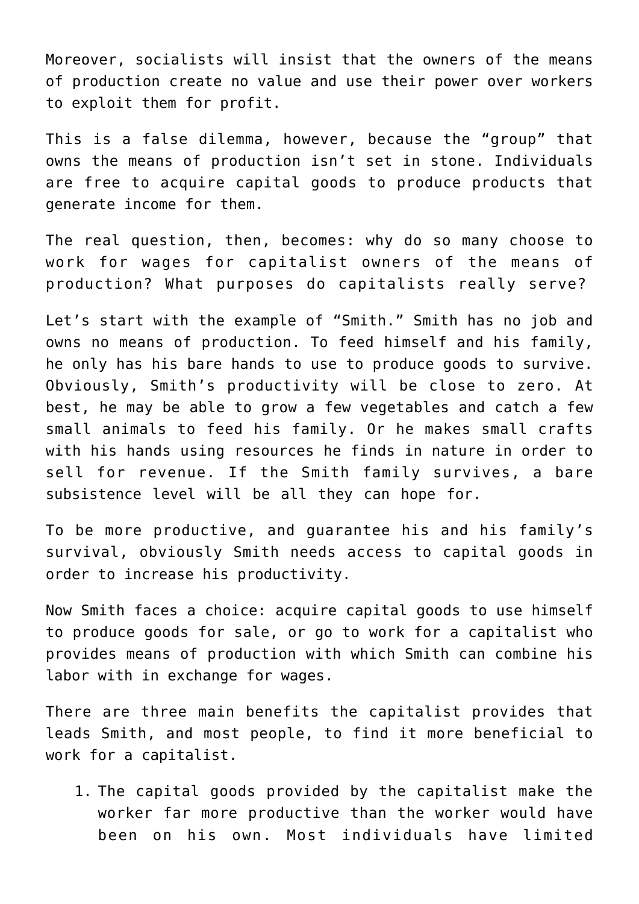Moreover, socialists will insist that the owners of the means of production create no value and use their power over workers to exploit them for profit.

This is a false dilemma, however, because the "group" that owns the means of production isn't set in stone. Individuals are free to acquire capital goods to produce products that generate income for them.

The real question, then, becomes: why do so many choose to work for wages for capitalist owners of the means of production? What purposes do capitalists really serve?

Let's start with the example of "Smith." Smith has no job and owns no means of production. To feed himself and his family, he only has his bare hands to use to produce goods to survive. Obviously, Smith's productivity will be close to zero. At best, he may be able to grow a few vegetables and catch a few small animals to feed his family. Or he makes small crafts with his hands using resources he finds in nature in order to sell for revenue. If the Smith family survives, a bare subsistence level will be all they can hope for.

To be more productive, and guarantee his and his family's survival, obviously Smith needs access to capital goods in order to increase his productivity.

Now Smith faces a choice: acquire capital goods to use himself to produce goods for sale, or go to work for a capitalist who provides means of production with which Smith can combine his labor with in exchange for wages.

There are three main benefits the capitalist provides that leads Smith, and most people, to find it more beneficial to work for a capitalist.

1. The capital goods provided by the capitalist make the worker far more productive than the worker would have been on his own. Most individuals have limited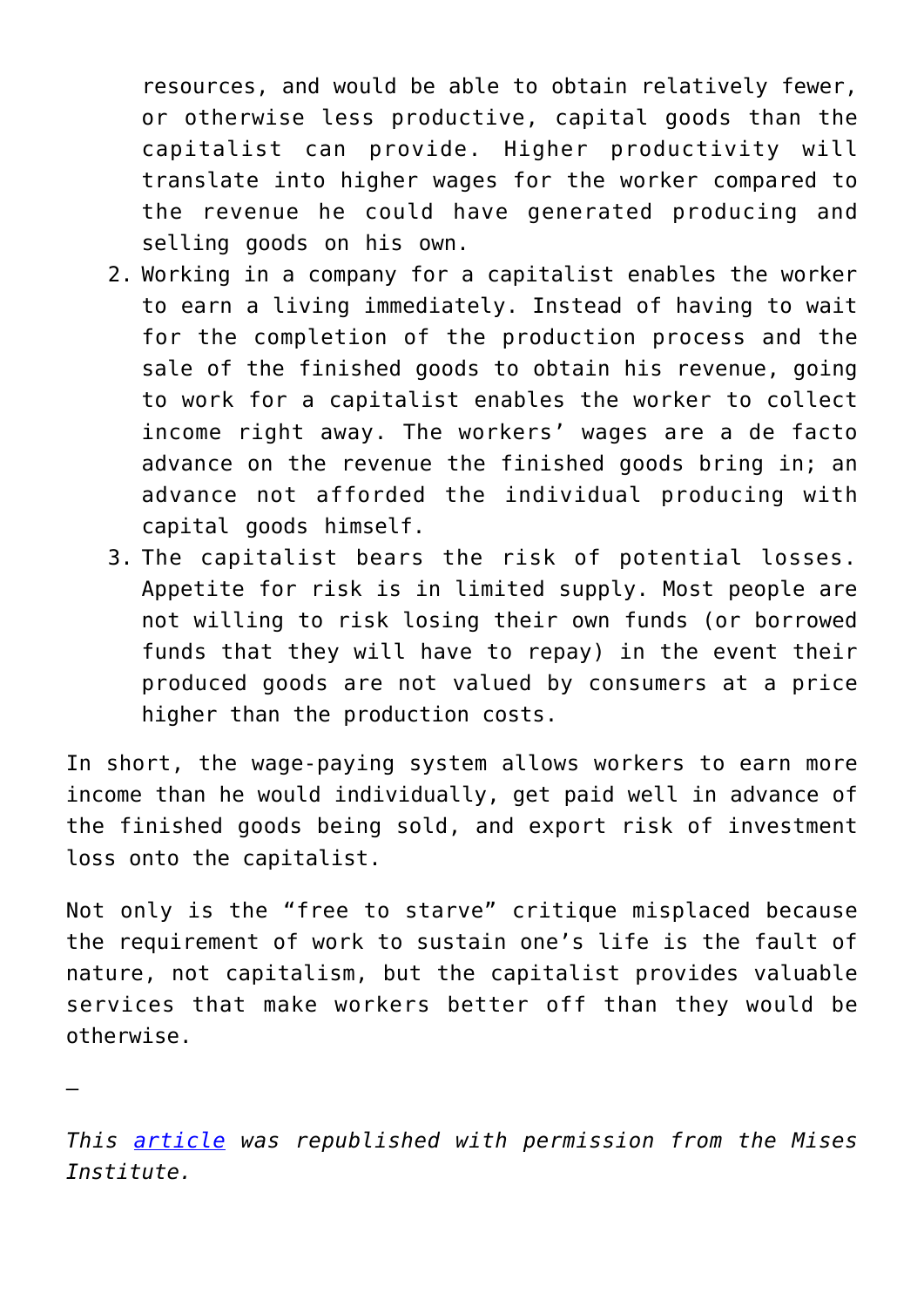resources, and would be able to obtain relatively fewer, or otherwise less productive, capital goods than the capitalist can provide. Higher productivity will translate into higher wages for the worker compared to the revenue he could have generated producing and selling goods on his own.

2. Working in a company for a capitalist enables the worker to earn a living immediately. Instead of having to wait for the completion of the production process and the sale of the finished goods to obtain his revenue, going to work for a capitalist enables the worker to collect income right away. The workers' wages are a de facto advance on the revenue the finished goods bring in; an advance not afforded the individual producing with capital goods himself.
3. The capitalist bears the risk of potential losses. Appetite for risk is in limited supply. Most people are not willing to risk losing their own funds (or borrowed funds that they will have to repay) in the event their produced goods are not valued by consumers at a price higher than the production costs.

In short, the wage-paying system allows workers to earn more income than he would individually, get paid well in advance of the finished goods being sold, and export risk of investment loss onto the capitalist.

Not only is the "free to starve" critique misplaced because the requirement of work to sustain one's life is the fault of nature, not capitalism, but the capitalist provides valuable services that make workers better off than they would be otherwise.

—

*This [article](article) was republished with permission from the Mises Institute.*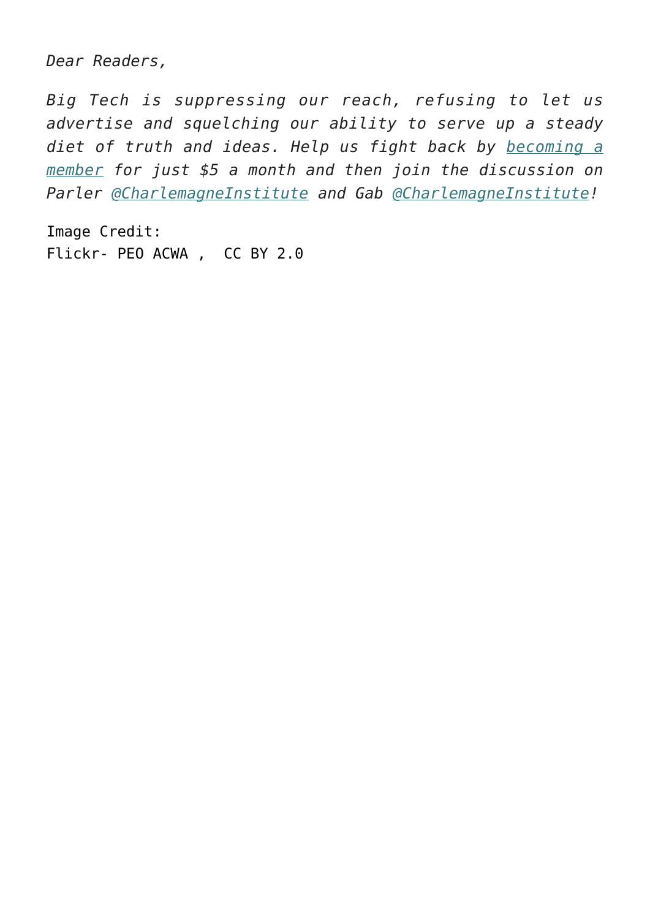*Dear Readers,*

*Big Tech is suppressing our reach, refusing to let us advertise and squelching our ability to serve up a steady diet of truth and ideas. Help us fight back by becoming a member for just $5 a month and then join the discussion on Parler @CharlemagneInstitute and Gab @CharlemagneInstitute!*

Image Credit:
Flickr- PEO ACWA , CC BY 2.0